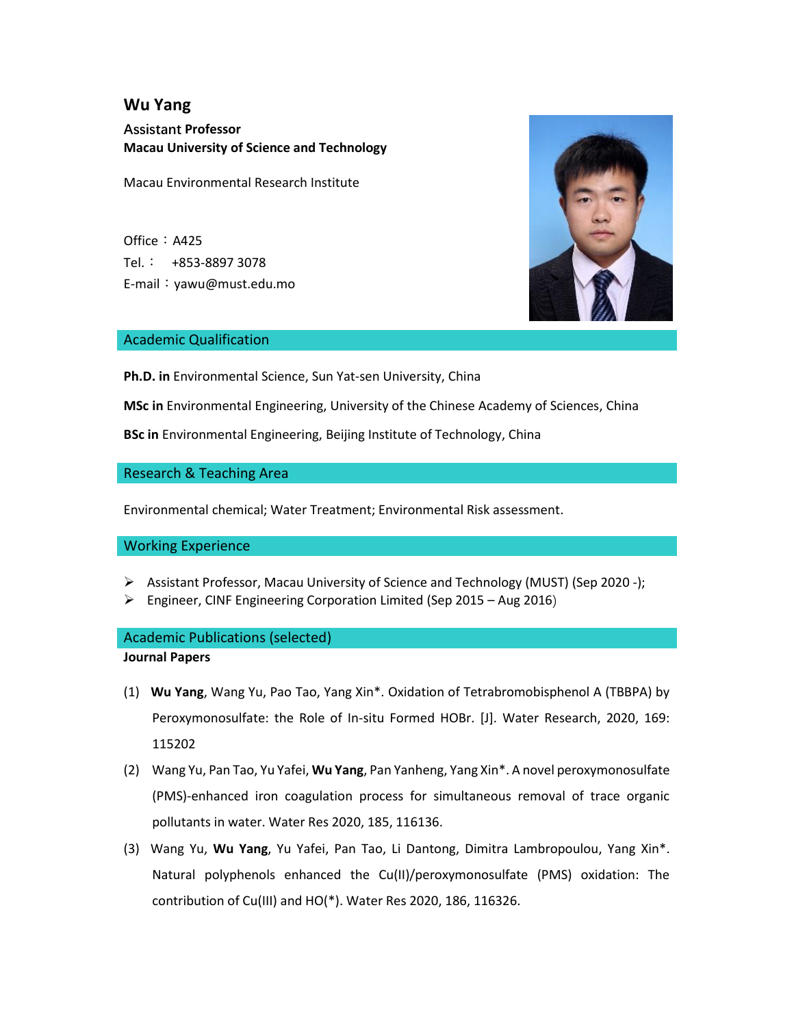# Wu Yang

**Assistant Professor**
**Macau University of Science and Technology**

Macau Environmental Research Institute

Office：A425
Tel.：  +853-8897 3078
E-mail：yawu@must.edu.mo

## Academic Qualification

**Ph.D. in** Environmental Science, Sun Yat-sen University, China

**MSc in** Environmental Engineering, University of the Chinese Academy of Sciences, China

**BSc in** Environmental Engineering, Beijing Institute of Technology, China

## Research & Teaching Area

Environmental chemical; Water Treatment; Environmental Risk assessment.

## Working Experience

- Assistant Professor, Macau University of Science and Technology (MUST) (Sep 2020 -);
- Engineer, CINF Engineering Corporation Limited (Sep 2015 – Aug 2016)

## Academic Publications (selected)

**Journal Papers**

(1) **Wu Yang**, Wang Yu, Pao Tao, Yang Xin*. Oxidation of Tetrabromobisphenol A (TBBPA) by Peroxymonosulfate: the Role of In-situ Formed HOBr. [J]. Water Research, 2020, 169: 115202

(2) Wang Yu, Pan Tao, Yu Yafei, **Wu Yang**, Pan Yanheng, Yang Xin*. A novel peroxymonosulfate (PMS)-enhanced iron coagulation process for simultaneous removal of trace organic pollutants in water. Water Res 2020, 185, 116136.

(3) Wang Yu, **Wu Yang**, Yu Yafei, Pan Tao, Li Dantong, Dimitra Lambropoulou, Yang Xin*. Natural polyphenols enhanced the Cu(II)/peroxymonosulfate (PMS) oxidation: The contribution of Cu(III) and HO(*). Water Res 2020, 186, 116326.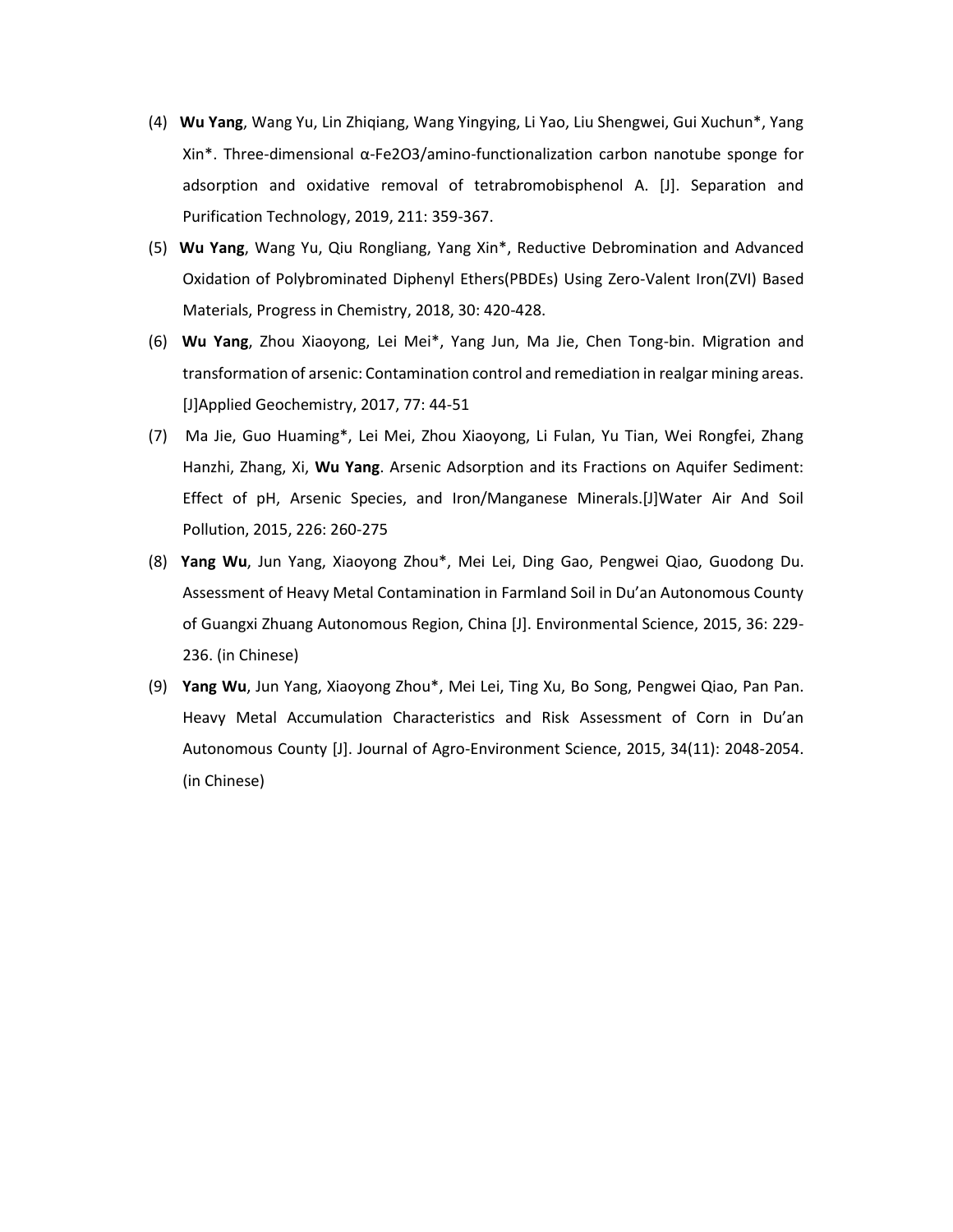(4) **Wu Yang**, Wang Yu, Lin Zhiqiang, Wang Yingying, Li Yao, Liu Shengwei, Gui Xuchun*, Yang Xin*. Three-dimensional α-$Fe_2O_3$/amino-functionalization carbon nanotube sponge for adsorption and oxidative removal of tetrabromobisphenol A. [J]. Separation and Purification Technology, 2019, 211: 359-367.

(5) **Wu Yang**, Wang Yu, Qiu Rongliang, Yang Xin*, Reductive Debromination and Advanced Oxidation of Polybrominated Diphenyl Ethers(PBDEs) Using Zero-Valent Iron(ZVI) Based Materials, Progress in Chemistry, 2018, 30: 420-428.

(6) **Wu Yang**, Zhou Xiaoyong, Lei Mei*, Yang Jun, Ma Jie, Chen Tong-bin. Migration and transformation of arsenic: Contamination control and remediation in realgar mining areas. [J]Applied Geochemistry, 2017, 77: 44-51

(7) Ma Jie, Guo Huaming*, Lei Mei, Zhou Xiaoyong, Li Fulan, Yu Tian, Wei Rongfei, Zhang Hanzhi, Zhang, Xi, **Wu Yang**. Arsenic Adsorption and its Fractions on Aquifer Sediment: Effect of pH, Arsenic Species, and Iron/Manganese Minerals.[J]Water Air And Soil Pollution, 2015, 226: 260-275

(8) **Yang Wu**, Jun Yang, Xiaoyong Zhou*, Mei Lei, Ding Gao, Pengwei Qiao, Guodong Du. Assessment of Heavy Metal Contamination in Farmland Soil in Du'an Autonomous County of Guangxi Zhuang Autonomous Region, China [J]. Environmental Science, 2015, 36: 229-236. (in Chinese)

(9) **Yang Wu**, Jun Yang, Xiaoyong Zhou*, Mei Lei, Ting Xu, Bo Song, Pengwei Qiao, Pan Pan. Heavy Metal Accumulation Characteristics and Risk Assessment of Corn in Du'an Autonomous County [J]. Journal of Agro-Environment Science, 2015, 34(11): 2048-2054. (in Chinese)